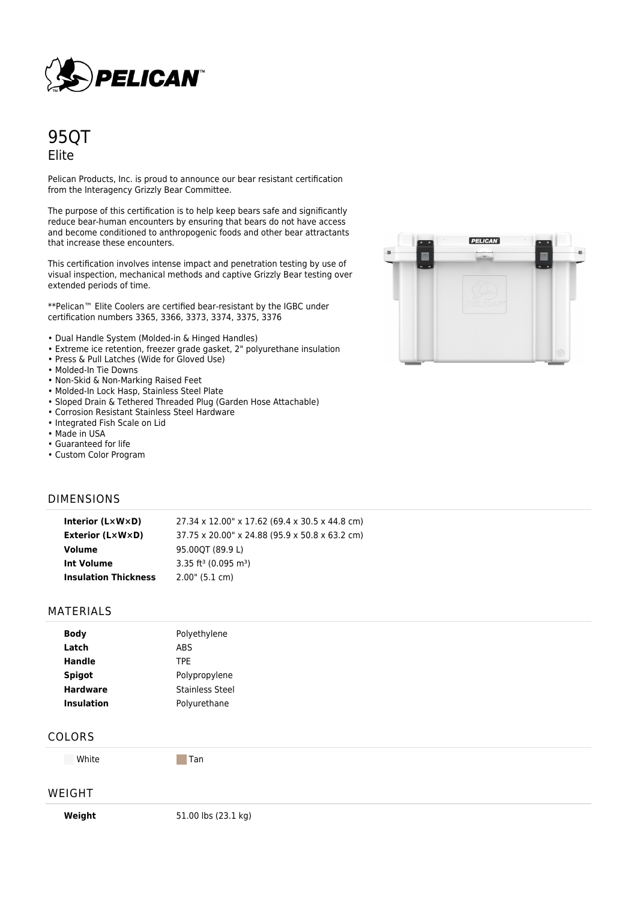# 95QT

## Elite

Pelican Products, Inc. is proud to announce our bear resistant certification from the Interagency Grizzly Bear Committee.

The purpose of this certification is to help keep bears safe and significantly reduce bear-human encounters by ensuring that bears do not have access and become conditioned to anthropogenic foods and other bear attractants that increase these encounters.

This certification involves intense impact and penetration testing by use of visual inspection, mechanical methods and captive Grizzly Bear testing over extended periods of time.

**Pelican™ Elite Coolers are certified bear-resistant by the IGBC under certification numbers 3365, 3366, 3373, 3374, 3375, 3376

- Dual Handle System (Molded-in & Hinged Handles)
- Extreme ice retention, freezer grade gasket, 2" polyurethane insulation
- Press & Pull Latches (Wide for Gloved Use)
- Molded-In Tie Downs
- Non-Skid & Non-Marking Raised Feet
- Molded-In Lock Hasp, Stainless Steel Plate
- Sloped Drain & Tethered Threaded Plug (Garden Hose Attachable)
- Corrosion Resistant Stainless Steel Hardware
- Integrated Fish Scale on Lid
- Made in USA
- Guaranteed for life
- Custom Color Program

## DIMENSIONS

| | |
|---|---|
| **Interior (L×W×D)** | 27.34 x 12.00" x 17.62 (69.4 x 30.5 x 44.8 cm) |
| **Exterior (L×W×D)** | 37.75 x 20.00" x 24.88 (95.9 x 50.8 x 63.2 cm) |
| **Volume** | 95.00QT (89.9 L) |
| **Int Volume** | 3.35 ft³ (0.095 m³) |
| **Insulation Thickness** | 2.00" (5.1 cm) |

## MATERIALS

| | |
|---|---|
| **Body** | Polyethylene |
| **Latch** | ABS |
| **Handle** | TPE |
| **Spigot** | Polypropylene |
| **Hardware** | Stainless Steel |
| **Insulation** | Polyurethane |

## COLORS

White | Tan

## WEIGHT

| | |
|---|---|
| **Weight** | 51.00 lbs (23.1 kg) |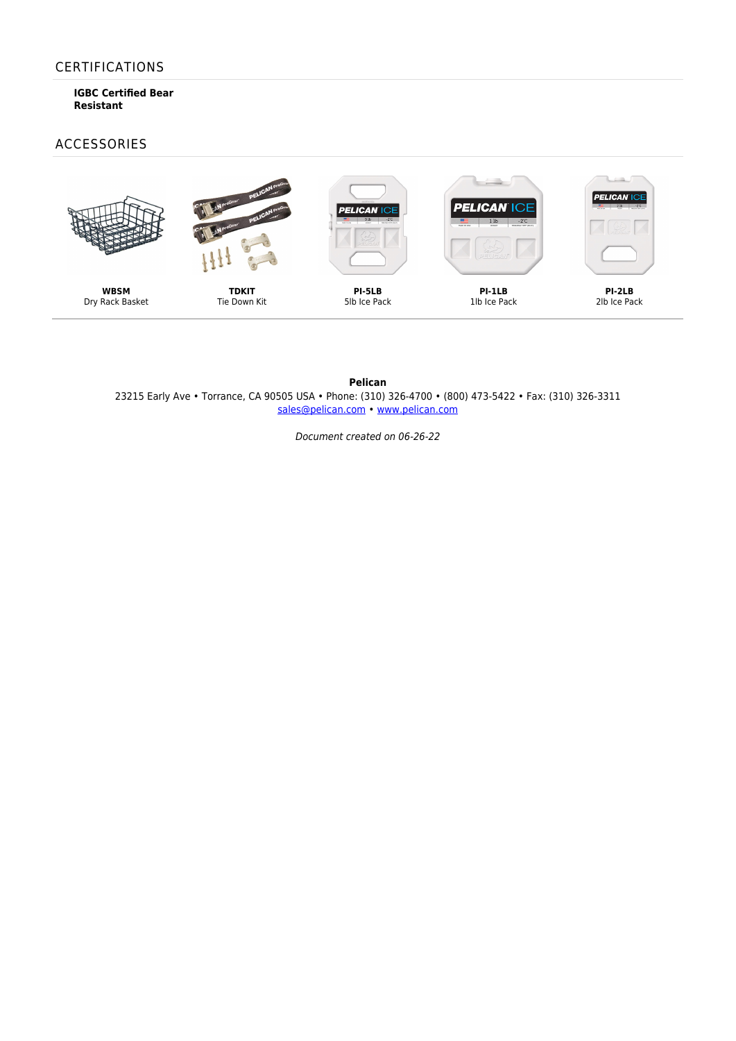## CERTIFICATIONS

**IGBC Certified Bear Resistant**

## ACCESSORIES

**WBSM**
Dry Rack Basket

**TDKIT**
Tie Down Kit

**PI-5LB**
5lb Ice Pack

**PI-1LB**
1lb Ice Pack

**PI-2LB**
2lb Ice Pack

**Pelican**
23215 Early Ave • Torrance, CA 90505 USA • Phone: (310) 326-4700 • (800) 473-5422 • Fax: (310) 326-3311
sales@pelican.com • www.pelican.com

*Document created on 06-26-22*